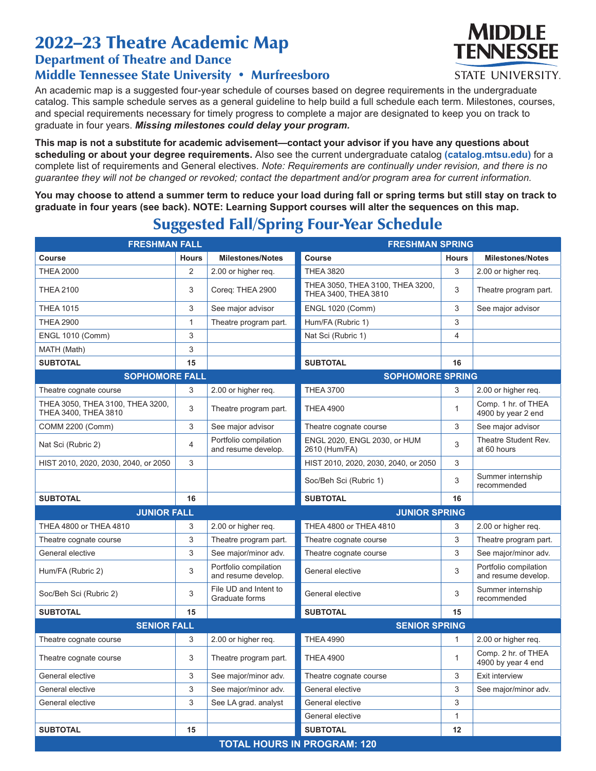# 2022–23 Theatre Academic Map

## Department of Theatre and Dance

## Middle Tennessee State University • Murfreesboro

MIDDLE TENNESSEE STATE UNIVERSITY

An academic map is a suggested four-year schedule of courses based on degree requirements in the undergraduate catalog. This sample schedule serves as a general guideline to help build a full schedule each term. Milestones, courses, and special requirements necessary for timely progress to complete a major are designated to keep you on track to graduate in four years. ***Missing milestones could delay your program.***

**This map is not a substitute for academic advisement—contact your advisor if you have any questions about scheduling or about your degree requirements.** Also see the current undergraduate catalog **(catalog.mtsu.edu)** for a complete list of requirements and General electives. *Note: Requirements are continually under revision, and there is no guarantee they will not be changed or revoked; contact the department and/or program area for current information.*

**You may choose to attend a summer term to reduce your load during fall or spring terms but still stay on track to graduate in four years (see back). NOTE: Learning Support courses will alter the sequences on this map.**

## Suggested Fall/Spring Four-Year Schedule

| **FRESHMAN FALL** | | | **FRESHMAN SPRING** | | |
|---|---|---|---|---|---|
| **Course** | **Hours** | **Milestones/Notes** | **Course** | **Hours** | **Milestones/Notes** |
| THEA 2000 | 2 | 2.00 or higher req. | THEA 3820 | 3 | 2.00 or higher req. |
| THEA 2100 | 3 | Coreq: THEA 2900 | THEA 3050, THEA 3100, THEA 3200, THEA 3400, THEA 3810 | 3 | Theatre program part. |
| THEA 1015 | 3 | See major advisor | ENGL 1020 (Comm) | 3 | See major advisor |
| THEA 2900 | 1 | Theatre program part. | Hum/FA (Rubric 1) | 3 | |
| ENGL 1010 (Comm) | 3 | | Nat Sci (Rubric 1) | 4 | |
| MATH (Math) | 3 | | | | |
| **SUBTOTAL** | **15** | | **SUBTOTAL** | **16** | |
| **SOPHOMORE FALL** | | | **SOPHOMORE SPRING** | | |
| Theatre cognate course | 3 | 2.00 or higher req. | THEA 3700 | 3 | 2.00 or higher req. |
| THEA 3050, THEA 3100, THEA 3200, THEA 3400, THEA 3810 | 3 | Theatre program part. | THEA 4900 | 1 | Comp. 1 hr. of THEA 4900 by year 2 end |
| COMM 2200 (Comm) | 3 | See major advisor | Theatre cognate course | 3 | See major advisor |
| Nat Sci (Rubric 2) | 4 | Portfolio compilation and resume develop. | ENGL 2020, ENGL 2030, or HUM 2610 (Hum/FA) | 3 | Theatre Student Rev. at 60 hours |
| HIST 2010, 2020, 2030, 2040, or 2050 | 3 | | HIST 2010, 2020, 2030, 2040, or 2050 | 3 | |
| | | | Soc/Beh Sci (Rubric 1) | 3 | Summer internship recommended |
| **SUBTOTAL** | **16** | | **SUBTOTAL** | **16** | |
| **JUNIOR FALL** | | | **JUNIOR SPRING** | | |
| THEA 4800 or THEA 4810 | 3 | 2.00 or higher req. | THEA 4800 or THEA 4810 | 3 | 2.00 or higher req. |
| Theatre cognate course | 3 | Theatre program part. | Theatre cognate course | 3 | Theatre program part. |
| General elective | 3 | See major/minor adv. | Theatre cognate course | 3 | See major/minor adv. |
| Hum/FA (Rubric 2) | 3 | Portfolio compilation and resume develop. | General elective | 3 | Portfolio compilation and resume develop. |
| Soc/Beh Sci (Rubric 2) | 3 | File UD and Intent to Graduate forms | General elective | 3 | Summer internship recommended |
| **SUBTOTAL** | **15** | | **SUBTOTAL** | **15** | |
| **SENIOR FALL** | | | **SENIOR SPRING** | | |
| Theatre cognate course | 3 | 2.00 or higher req. | THEA 4990 | 1 | 2.00 or higher req. |
| Theatre cognate course | 3 | Theatre program part. | THEA 4900 | 1 | Comp. 2 hr. of THEA 4900 by year 4 end |
| General elective | 3 | See major/minor adv. | Theatre cognate course | 3 | Exit interview |
| General elective | 3 | See major/minor adv. | General elective | 3 | See major/minor adv. |
| General elective | 3 | See LA grad. analyst | General elective | 3 | |
| | | | General elective | 1 | |
| **SUBTOTAL** | **15** | | **SUBTOTAL** | **12** | |
| **TOTAL HOURS IN PROGRAM: 120** | | | | | |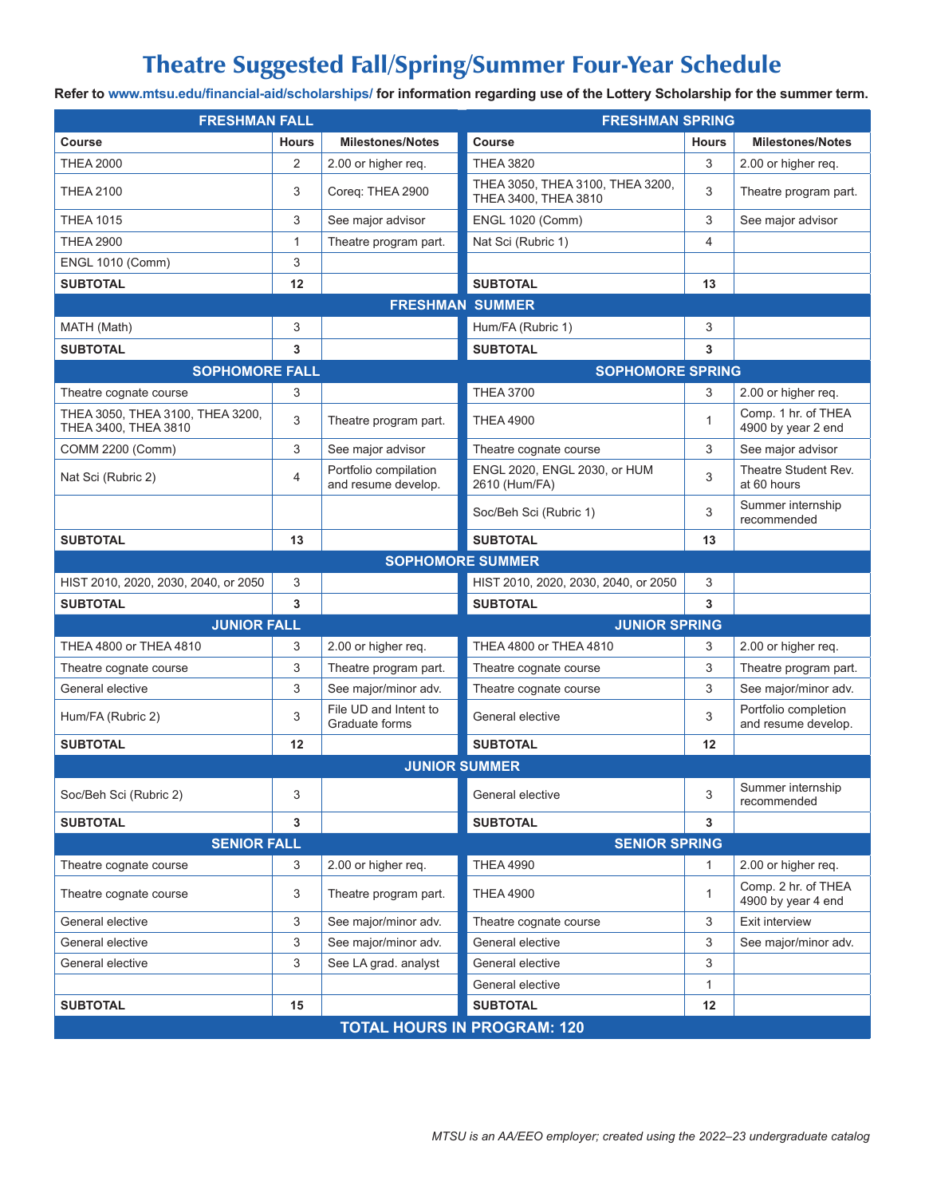# Theatre Suggested Fall/Spring/Summer Four-Year Schedule

**Refer to www.mtsu.edu/financial-aid/scholarships/ for information regarding use of the Lottery Scholarship for the summer term.**

| FRESHMAN FALL | | | FRESHMAN SPRING | | |
|---|---|---|---|---|---|
| **Course** | **Hours** | **Milestones/Notes** | **Course** | **Hours** | **Milestones/Notes** |
| THEA 2000 | 2 | 2.00 or higher req. | THEA 3820 | 3 | 2.00 or higher req. |
| THEA 2100 | 3 | Coreq: THEA 2900 | THEA 3050, THEA 3100, THEA 3200, THEA 3400, THEA 3810 | 3 | Theatre program part. |
| THEA 1015 | 3 | See major advisor | ENGL 1020 (Comm) | 3 | See major advisor |
| THEA 2900 | 1 | Theatre program part. | Nat Sci (Rubric 1) | 4 | |
| ENGL 1010 (Comm) | 3 | | | | |
| **SUBTOTAL** | **12** | | **SUBTOTAL** | **13** | |
| **FRESHMAN SUMMER** | | | | | |
| MATH (Math) | 3 | | Hum/FA (Rubric 1) | 3 | |
| **SUBTOTAL** | **3** | | **SUBTOTAL** | **3** | |
| **SOPHOMORE FALL** | | | **SOPHOMORE SPRING** | | |
| Theatre cognate course | 3 | | THEA 3700 | 3 | 2.00 or higher req. |
| THEA 3050, THEA 3100, THEA 3200, THEA 3400, THEA 3810 | 3 | Theatre program part. | THEA 4900 | 1 | Comp. 1 hr. of THEA 4900 by year 2 end |
| COMM 2200 (Comm) | 3 | See major advisor | Theatre cognate course | 3 | See major advisor |
| Nat Sci (Rubric 2) | 4 | Portfolio compilation and resume develop. | ENGL 2020, ENGL 2030, or HUM 2610 (Hum/FA) | 3 | Theatre Student Rev. at 60 hours |
| | | | Soc/Beh Sci (Rubric 1) | 3 | Summer internship recommended |
| **SUBTOTAL** | **13** | | **SUBTOTAL** | **13** | |
| **SOPHOMORE SUMMER** | | | | | |
| HIST 2010, 2020, 2030, 2040, or 2050 | 3 | | HIST 2010, 2020, 2030, 2040, or 2050 | 3 | |
| **SUBTOTAL** | **3** | | **SUBTOTAL** | **3** | |
| **JUNIOR FALL** | | | **JUNIOR SPRING** | | |
| THEA 4800 or THEA 4810 | 3 | 2.00 or higher req. | THEA 4800 or THEA 4810 | 3 | 2.00 or higher req. |
| Theatre cognate course | 3 | Theatre program part. | Theatre cognate course | 3 | Theatre program part. |
| General elective | 3 | See major/minor adv. | Theatre cognate course | 3 | See major/minor adv. |
| Hum/FA (Rubric 2) | 3 | File UD and Intent to Graduate forms | General elective | 3 | Portfolio completion and resume develop. |
| **SUBTOTAL** | **12** | | **SUBTOTAL** | **12** | |
| **JUNIOR SUMMER** | | | | | |
| Soc/Beh Sci (Rubric 2) | 3 | | General elective | 3 | Summer internship recommended |
| **SUBTOTAL** | **3** | | **SUBTOTAL** | **3** | |
| **SENIOR FALL** | | | **SENIOR SPRING** | | |
| Theatre cognate course | 3 | 2.00 or higher req. | THEA 4990 | 1 | 2.00 or higher req. |
| Theatre cognate course | 3 | Theatre program part. | THEA 4900 | 1 | Comp. 2 hr. of THEA 4900 by year 4 end |
| General elective | 3 | See major/minor adv. | Theatre cognate course | 3 | Exit interview |
| General elective | 3 | See major/minor adv. | General elective | 3 | See major/minor adv. |
| General elective | 3 | See LA grad. analyst | General elective | 3 | |
| | | | General elective | 1 | |
| **SUBTOTAL** | **15** | | **SUBTOTAL** | **12** | |
| **TOTAL HOURS IN PROGRAM: 120** | | | | | |

*MTSU is an AA/EEO employer; created using the 2022–23 undergraduate catalog*